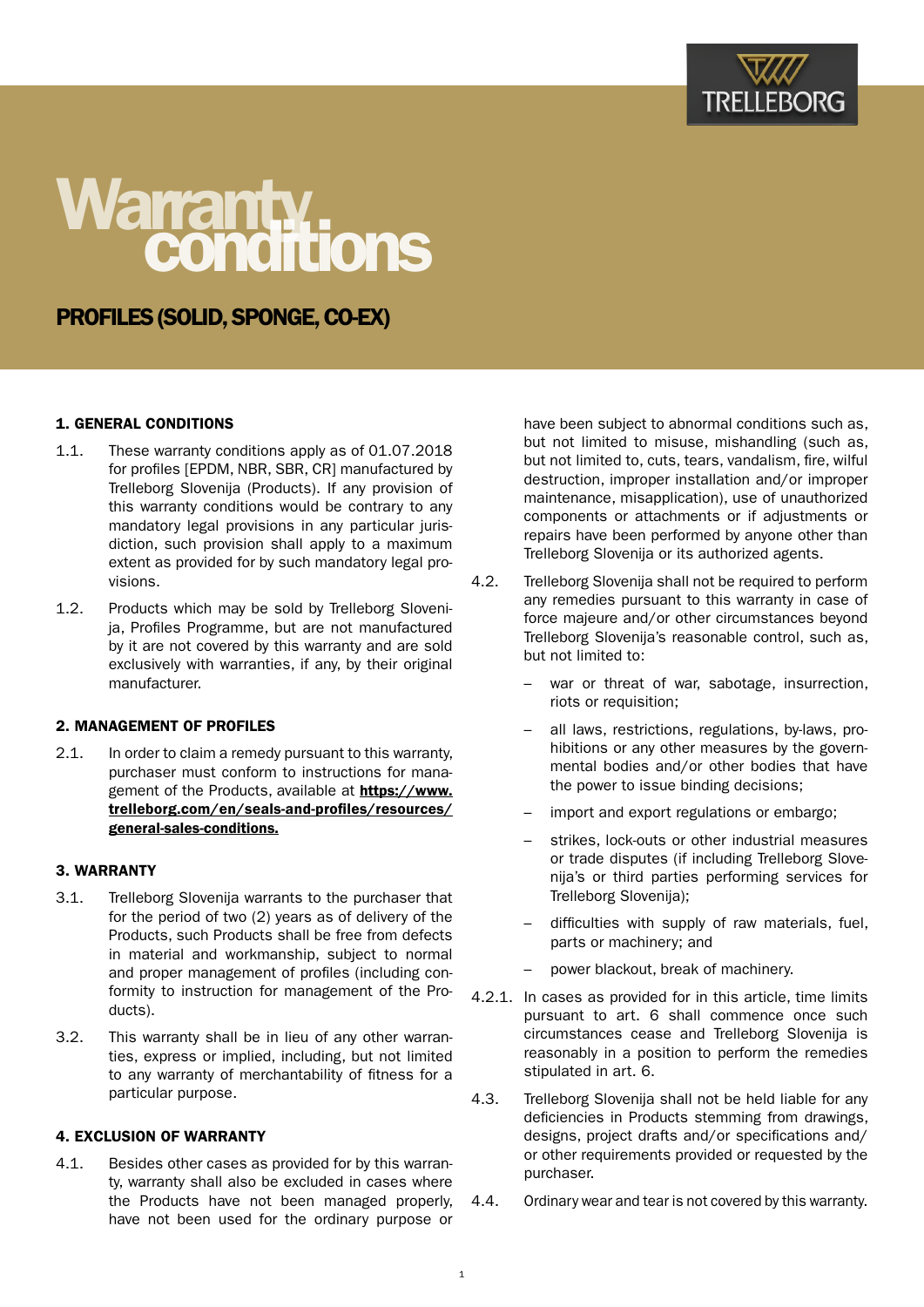# Warranty conditions

## PROFILES (SOLID, SPONGE, CO-EX)

### 1. GENERAL CONDITIONS

1.1. These warranty conditions apply as of 01.07.2018 for profiles [EPDM, NBR, SBR, CR] manufactured by Trelleborg Slovenija (Products). If any provision of this warranty conditions would be contrary to any mandatory legal provisions in any particular jurisdiction, such provision shall apply to a maximum extent as provided for by such mandatory legal provisions.

1.2. Products which may be sold by Trelleborg Slovenija, Profiles Programme, but are not manufactured by it are not covered by this warranty and are sold exclusively with warranties, if any, by their original manufacturer.

### 2. MANAGEMENT OF PROFILES

2.1. In order to claim a remedy pursuant to this warranty, purchaser must conform to instructions for management of the Products, available at **https://www.trelleborg.com/en/seals-and-profiles/resources/general-sales-conditions.**

### 3. WARRANTY

3.1. Trelleborg Slovenija warrants to the purchaser that for the period of two (2) years as of delivery of the Products, such Products shall be free from defects in material and workmanship, subject to normal and proper management of profiles (including conformity to instruction for management of the Products).

3.2. This warranty shall be in lieu of any other warranties, express or implied, including, but not limited to any warranty of merchantability of fitness for a particular purpose.

### 4. EXCLUSION OF WARRANTY

4.1. Besides other cases as provided for by this warranty, warranty shall also be excluded in cases where the Products have not been managed properly, have not been used for the ordinary purpose or have been subject to abnormal conditions such as, but not limited to misuse, mishandling (such as, but not limited to, cuts, tears, vandalism, fire, wilful destruction, improper installation and/or improper maintenance, misapplication), use of unauthorized components or attachments or if adjustments or repairs have been performed by anyone other than Trelleborg Slovenija or its authorized agents.

4.2. Trelleborg Slovenija shall not be required to perform any remedies pursuant to this warranty in case of force majeure and/or other circumstances beyond Trelleborg Slovenija's reasonable control, such as, but not limited to:

- war or threat of war, sabotage, insurrection, riots or requisition;
- all laws, restrictions, regulations, by-laws, prohibitions or any other measures by the governmental bodies and/or other bodies that have the power to issue binding decisions;
- import and export regulations or embargo;
- strikes, lock-outs or other industrial measures or trade disputes (if including Trelleborg Slovenija's or third parties performing services for Trelleborg Slovenija);
- difficulties with supply of raw materials, fuel, parts or machinery; and
- power blackout, break of machinery.

4.2.1. In cases as provided for in this article, time limits pursuant to art. 6 shall commence once such circumstances cease and Trelleborg Slovenija is reasonably in a position to perform the remedies stipulated in art. 6.

4.3. Trelleborg Slovenija shall not be held liable for any deficiencies in Products stemming from drawings, designs, project drafts and/or specifications and/or other requirements provided or requested by the purchaser.

4.4. Ordinary wear and tear is not covered by this warranty.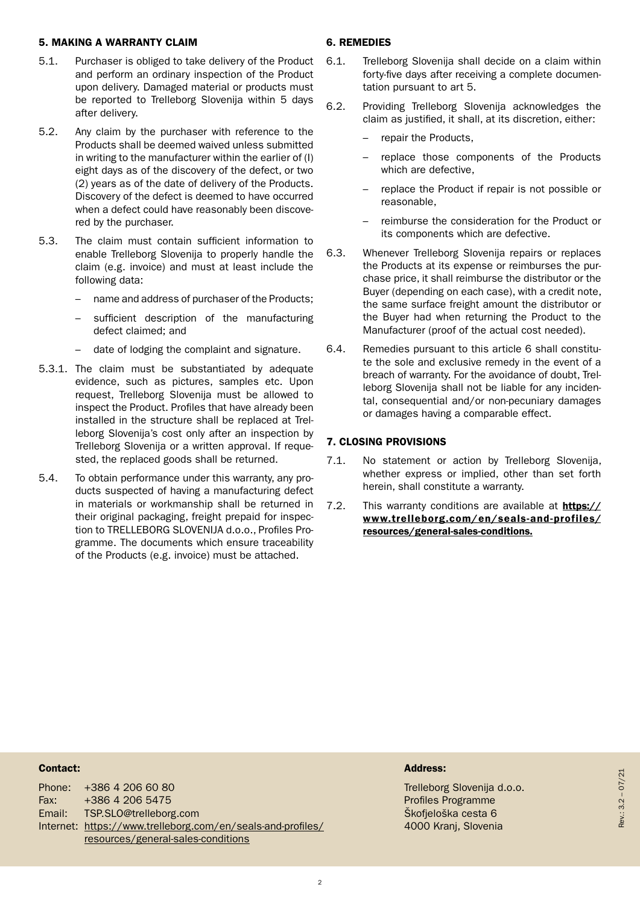## 5. MAKING A WARRANTY CLAIM

5.1. Purchaser is obliged to take delivery of the Product and perform an ordinary inspection of the Product upon delivery. Damaged material or products must be reported to Trelleborg Slovenija within 5 days after delivery.

5.2. Any claim by the purchaser with reference to the Products shall be deemed waived unless submitted in writing to the manufacturer within the earlier of (I) eight days as of the discovery of the defect, or two (2) years as of the date of delivery of the Products. Discovery of the defect is deemed to have occurred when a defect could have reasonably been discovered by the purchaser.

5.3. The claim must contain sufficient information to enable Trelleborg Slovenija to properly handle the claim (e.g. invoice) and must at least include the following data:

- name and address of purchaser of the Products;
- sufficient description of the manufacturing defect claimed; and
- date of lodging the complaint and signature.

5.3.1. The claim must be substantiated by adequate evidence, such as pictures, samples etc. Upon request, Trelleborg Slovenija must be allowed to inspect the Product. Profiles that have already been installed in the structure shall be replaced at Trelleborg Slovenija's cost only after an inspection by Trelleborg Slovenija or a written approval. If requested, the replaced goods shall be returned.

5.4. To obtain performance under this warranty, any products suspected of having a manufacturing defect in materials or workmanship shall be returned in their original packaging, freight prepaid for inspection to TRELLEBORG SLOVENIJA d.o.o., Profiles Programme. The documents which ensure traceability of the Products (e.g. invoice) must be attached.

## 6. REMEDIES

6.1. Trelleborg Slovenija shall decide on a claim within forty-five days after receiving a complete documentation pursuant to art 5.

6.2. Providing Trelleborg Slovenija acknowledges the claim as justified, it shall, at its discretion, either:

- repair the Products,
- replace those components of the Products which are defective,
- replace the Product if repair is not possible or reasonable,
- reimburse the consideration for the Product or its components which are defective.

6.3. Whenever Trelleborg Slovenija repairs or replaces the Products at its expense or reimburses the purchase price, it shall reimburse the distributor or the Buyer (depending on each case), with a credit note, the same surface freight amount the distributor or the Buyer had when returning the Product to the Manufacturer (proof of the actual cost needed).

6.4. Remedies pursuant to this article 6 shall constitute the sole and exclusive remedy in the event of a breach of warranty. For the avoidance of doubt, Trelleborg Slovenija shall not be liable for any incidental, consequential and/or non-pecuniary damages or damages having a comparable effect.

## 7. CLOSING PROVISIONS

7.1. No statement or action by Trelleborg Slovenija, whether express or implied, other than set forth herein, shall constitute a warranty.

7.2. This warranty conditions are available at **https://www.trelleborg.com/en/seals-and-profiles/resources/general-sales-conditions.**

**Contact:**

Phone: +386 4 206 60 80
Fax: +386 4 206 5475
Email: TSP.SLO@trelleborg.com
Internet: https://www.trelleborg.com/en/seals-and-profiles/resources/general-sales-conditions

**Address:**

Trelleborg Slovenija d.o.o.
Profiles Programme
Škofjeloška cesta 6
4000 Kranj, Slovenia

Rev.: 3.2 – 07/21